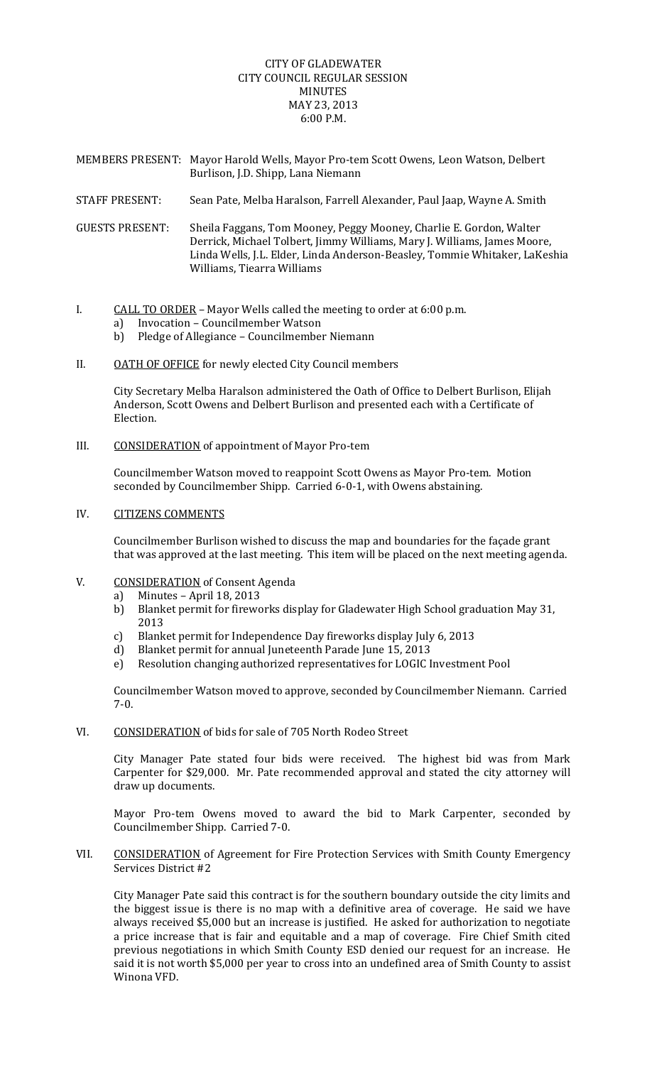# CITY OF GLADEWATER
## CITY COUNCIL REGULAR SESSION
## MINUTES
## MAY 23, 2013
## 6:00 P.M.

MEMBERS PRESENT: Mayor Harold Wells, Mayor Pro-tem Scott Owens, Leon Watson, Delbert Burlison, J.D. Shipp, Lana Niemann

STAFF PRESENT: Sean Pate, Melba Haralson, Farrell Alexander, Paul Jaap, Wayne A. Smith

GUESTS PRESENT: Sheila Faggans, Tom Mooney, Peggy Mooney, Charlie E. Gordon, Walter Derrick, Michael Tolbert, Jimmy Williams, Mary J. Williams, James Moore, Linda Wells, J.L. Elder, Linda Anderson-Beasley, Tommie Whitaker, LaKeshia Williams, Tiearra Williams

I. CALL TO ORDER – Mayor Wells called the meeting to order at 6:00 p.m.
   a) Invocation – Councilmember Watson
   b) Pledge of Allegiance – Councilmember Niemann

II. OATH OF OFFICE for newly elected City Council members

City Secretary Melba Haralson administered the Oath of Office to Delbert Burlison, Elijah Anderson, Scott Owens and Delbert Burlison and presented each with a Certificate of Election.

III. CONSIDERATION of appointment of Mayor Pro-tem

Councilmember Watson moved to reappoint Scott Owens as Mayor Pro-tem. Motion seconded by Councilmember Shipp. Carried 6-0-1, with Owens abstaining.

IV. CITIZENS COMMENTS

Councilmember Burlison wished to discuss the map and boundaries for the façade grant that was approved at the last meeting. This item will be placed on the next meeting agenda.

V. CONSIDERATION of Consent Agenda
   a) Minutes – April 18, 2013
   b) Blanket permit for fireworks display for Gladewater High School graduation May 31, 2013
   c) Blanket permit for Independence Day fireworks display July 6, 2013
   d) Blanket permit for annual Juneteenth Parade June 15, 2013
   e) Resolution changing authorized representatives for LOGIC Investment Pool

Councilmember Watson moved to approve, seconded by Councilmember Niemann. Carried 7-0.

VI. CONSIDERATION of bids for sale of 705 North Rodeo Street

City Manager Pate stated four bids were received. The highest bid was from Mark Carpenter for $29,000. Mr. Pate recommended approval and stated the city attorney will draw up documents.

Mayor Pro-tem Owens moved to award the bid to Mark Carpenter, seconded by Councilmember Shipp. Carried 7-0.

VII. CONSIDERATION of Agreement for Fire Protection Services with Smith County Emergency Services District #2

City Manager Pate said this contract is for the southern boundary outside the city limits and the biggest issue is there is no map with a definitive area of coverage. He said we have always received $5,000 but an increase is justified. He asked for authorization to negotiate a price increase that is fair and equitable and a map of coverage. Fire Chief Smith cited previous negotiations in which Smith County ESD denied our request for an increase. He said it is not worth $5,000 per year to cross into an undefined area of Smith County to assist Winona VFD.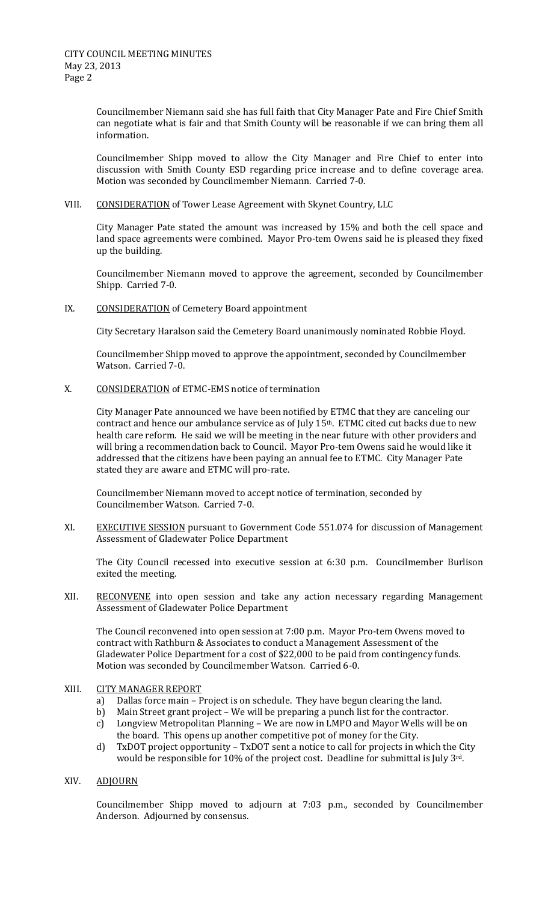Councilmember Niemann said she has full faith that City Manager Pate and Fire Chief Smith can negotiate what is fair and that Smith County will be reasonable if we can bring them all information.

Councilmember Shipp moved to allow the City Manager and Fire Chief to enter into discussion with Smith County ESD regarding price increase and to define coverage area. Motion was seconded by Councilmember Niemann. Carried 7-0.

VIII. CONSIDERATION of Tower Lease Agreement with Skynet Country, LLC

City Manager Pate stated the amount was increased by 15% and both the cell space and land space agreements were combined. Mayor Pro-tem Owens said he is pleased they fixed up the building.

Councilmember Niemann moved to approve the agreement, seconded by Councilmember Shipp. Carried 7-0.

IX. CONSIDERATION of Cemetery Board appointment

City Secretary Haralson said the Cemetery Board unanimously nominated Robbie Floyd.

Councilmember Shipp moved to approve the appointment, seconded by Councilmember Watson. Carried 7-0.

X. CONSIDERATION of ETMC-EMS notice of termination

City Manager Pate announced we have been notified by ETMC that they are canceling our contract and hence our ambulance service as of July 15th. ETMC cited cut backs due to new health care reform. He said we will be meeting in the near future with other providers and will bring a recommendation back to Council. Mayor Pro-tem Owens said he would like it addressed that the citizens have been paying an annual fee to ETMC. City Manager Pate stated they are aware and ETMC will pro-rate.

Councilmember Niemann moved to accept notice of termination, seconded by Councilmember Watson. Carried 7-0.

XI. EXECUTIVE SESSION pursuant to Government Code 551.074 for discussion of Management Assessment of Gladewater Police Department

The City Council recessed into executive session at 6:30 p.m. Councilmember Burlison exited the meeting.

XII. RECONVENE into open session and take any action necessary regarding Management Assessment of Gladewater Police Department

The Council reconvened into open session at 7:00 p.m. Mayor Pro-tem Owens moved to contract with Rathburn & Associates to conduct a Management Assessment of the Gladewater Police Department for a cost of $22,000 to be paid from contingency funds. Motion was seconded by Councilmember Watson. Carried 6-0.

XIII. CITY MANAGER REPORT

a) Dallas force main – Project is on schedule. They have begun clearing the land.
b) Main Street grant project – We will be preparing a punch list for the contractor.
c) Longview Metropolitan Planning – We are now in LMPO and Mayor Wells will be on the board. This opens up another competitive pot of money for the City.
d) TxDOT project opportunity – TxDOT sent a notice to call for projects in which the City would be responsible for 10% of the project cost. Deadline for submittal is July 3rd.

XIV. ADJOURN

Councilmember Shipp moved to adjourn at 7:03 p.m., seconded by Councilmember Anderson. Adjourned by consensus.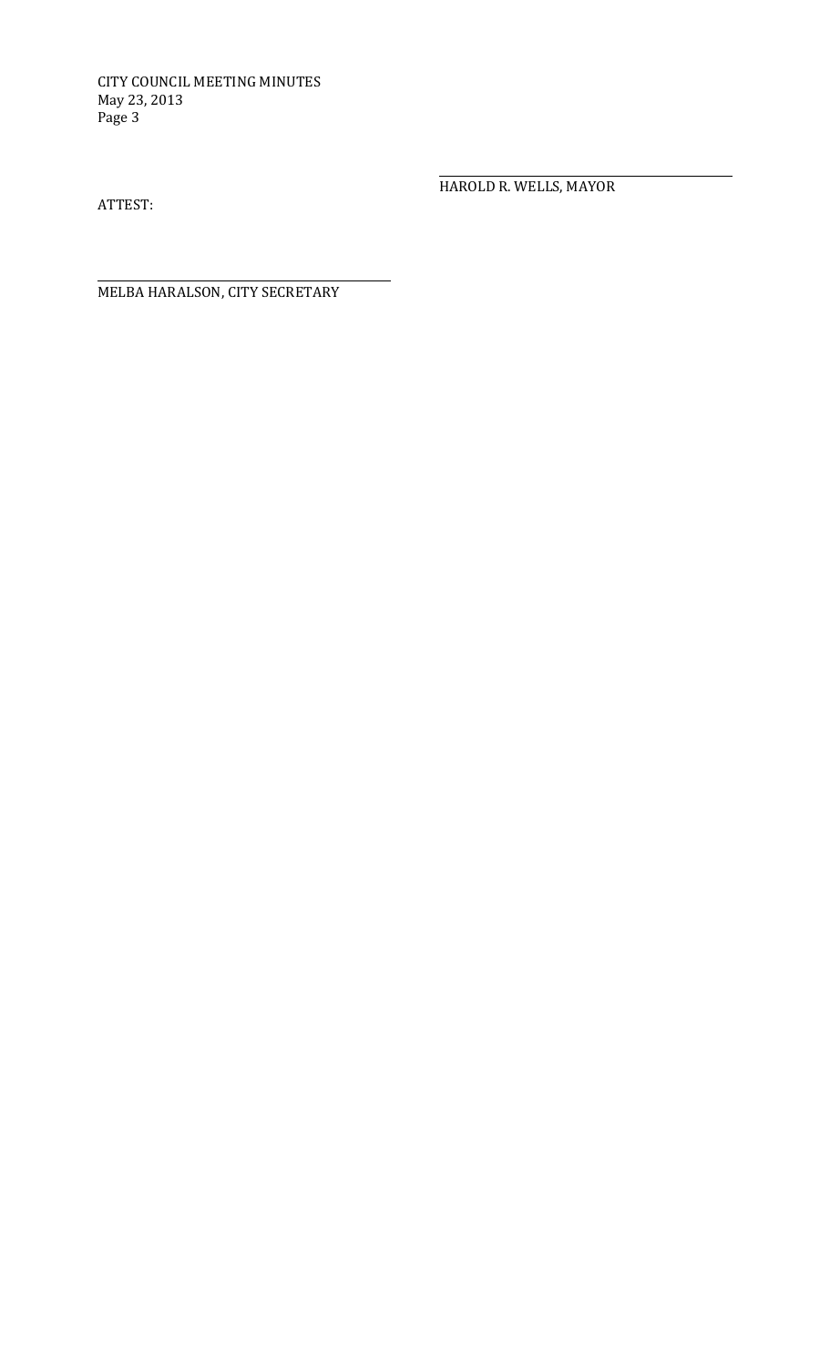HAROLD R. WELLS, MAYOR

ATTEST:

MELBA HARALSON, CITY SECRETARY